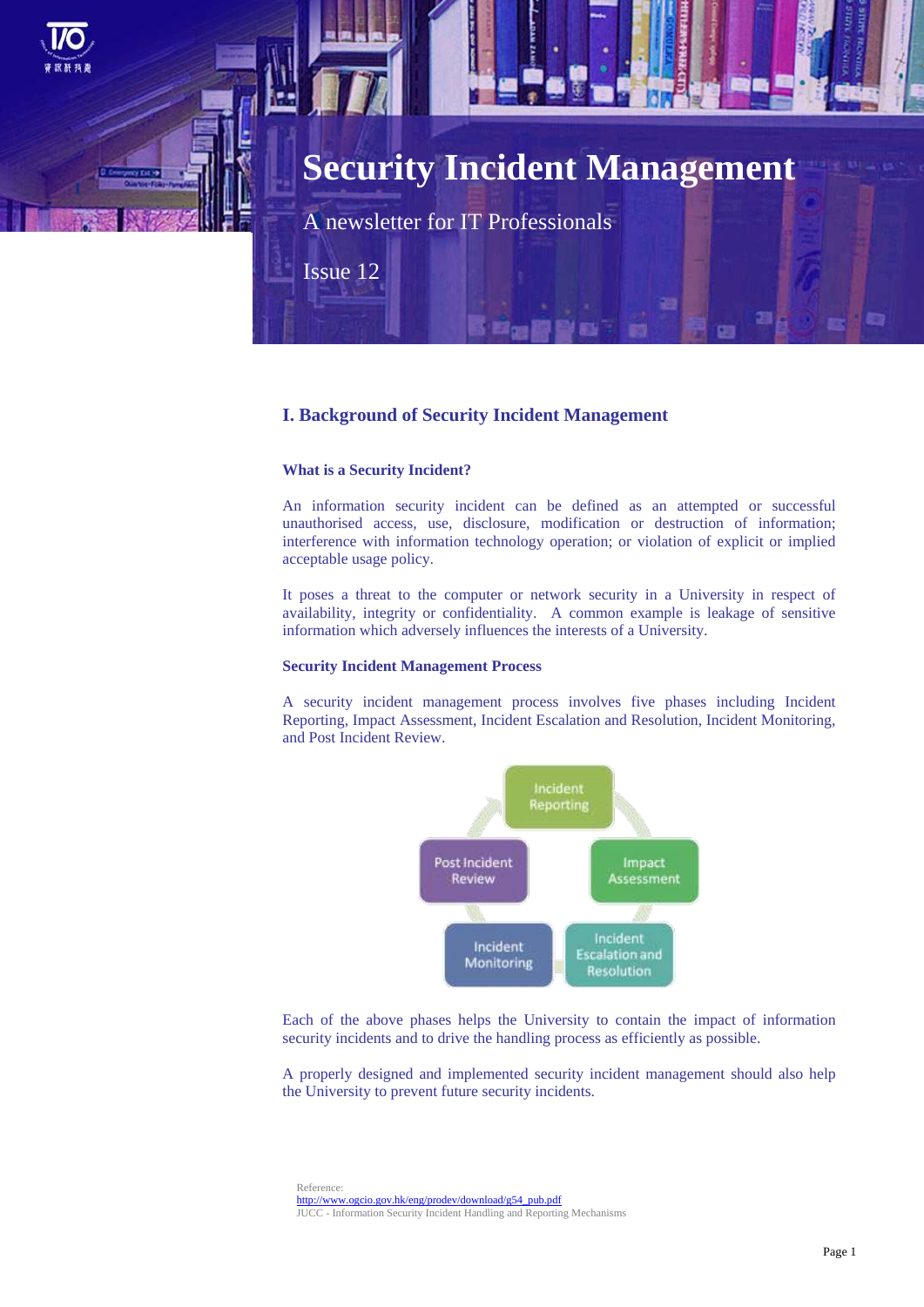# Security Incident Management

A newsletter for IT Professionals

Issue 12

## I. Background of Security Incident Management

### What is a Security Incident?

An information security incident can be defined as an attempted or successful unauthorised access, use, disclosure, modification or destruction of information; interference with information technology operation; or violation of explicit or implied acceptable usage policy.

It poses a threat to the computer or network security in a University in respect of availability, integrity or confidentiality. A common example is leakage of sensitive information which adversely influences the interests of a University.

### Security Incident Management Process

A security incident management process involves five phases including Incident Reporting, Impact Assessment, Incident Escalation and Resolution, Incident Monitoring, and Post Incident Review.

Incident Reporting → Impact Assessment → Incident Escalation and Resolution → Incident Monitoring → Post Incident Review

Each of the above phases helps the University to contain the impact of information security incidents and to drive the handling process as efficiently as possible.

A properly designed and implemented security incident management should also help the University to prevent future security incidents.

Reference:
http://www.ogcio.gov.hk/eng/prodev/download/g54_pub.pdf
JUCC - Information Security Incident Handling and Reporting Mechanisms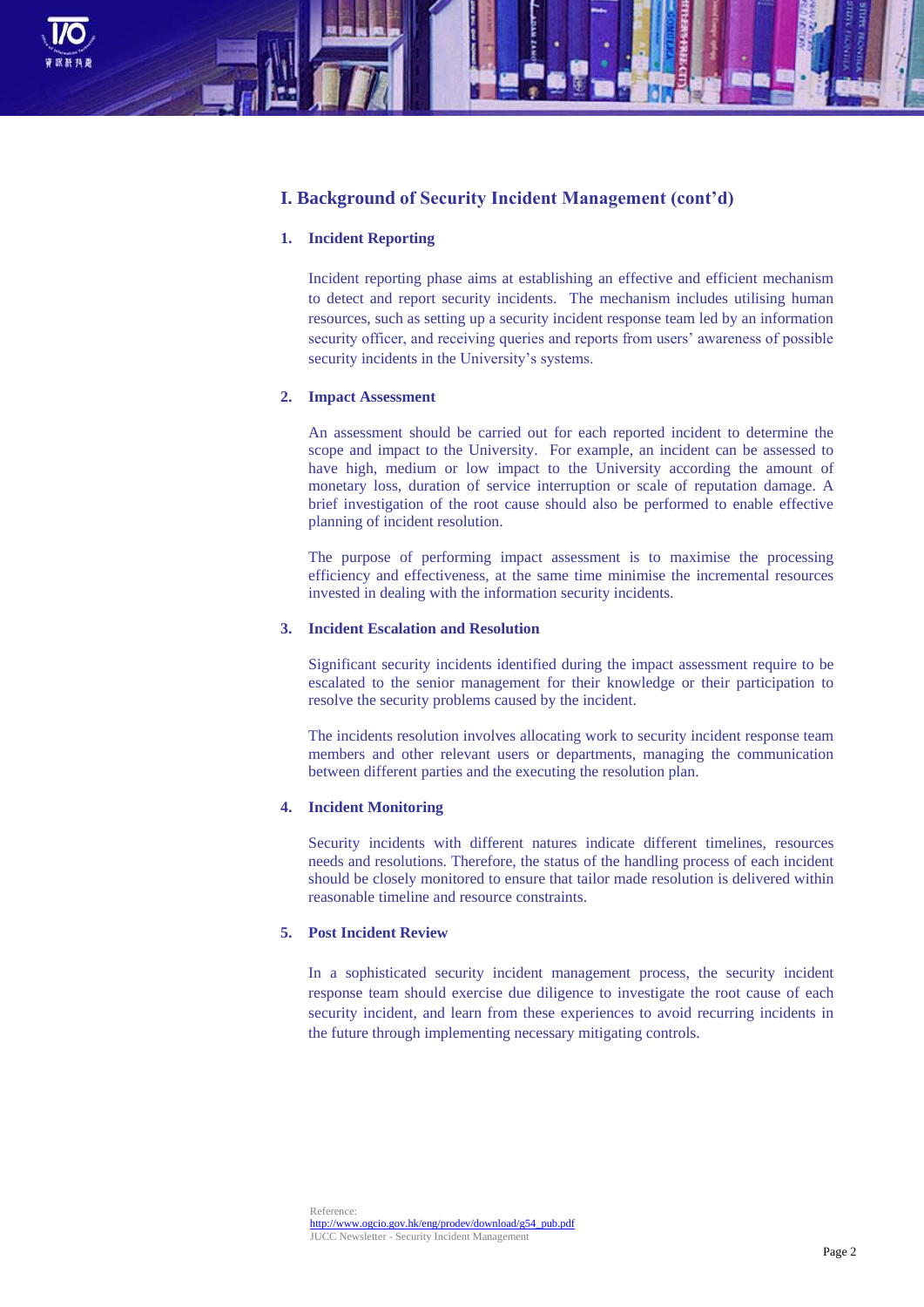## I. Background of Security Incident Management (cont'd)

### 1. Incident Reporting

Incident reporting phase aims at establishing an effective and efficient mechanism to detect and report security incidents. The mechanism includes utilising human resources, such as setting up a security incident response team led by an information security officer, and receiving queries and reports from users' awareness of possible security incidents in the University's systems.

### 2. Impact Assessment

An assessment should be carried out for each reported incident to determine the scope and impact to the University. For example, an incident can be assessed to have high, medium or low impact to the University according the amount of monetary loss, duration of service interruption or scale of reputation damage. A brief investigation of the root cause should also be performed to enable effective planning of incident resolution.

The purpose of performing impact assessment is to maximise the processing efficiency and effectiveness, at the same time minimise the incremental resources invested in dealing with the information security incidents.

### 3. Incident Escalation and Resolution

Significant security incidents identified during the impact assessment require to be escalated to the senior management for their knowledge or their participation to resolve the security problems caused by the incident.

The incidents resolution involves allocating work to security incident response team members and other relevant users or departments, managing the communication between different parties and the executing the resolution plan.

### 4. Incident Monitoring

Security incidents with different natures indicate different timelines, resources needs and resolutions. Therefore, the status of the handling process of each incident should be closely monitored to ensure that tailor made resolution is delivered within reasonable timeline and resource constraints.

### 5. Post Incident Review

In a sophisticated security incident management process, the security incident response team should exercise due diligence to investigate the root cause of each security incident, and learn from these experiences to avoid recurring incidents in the future through implementing necessary mitigating controls.

Reference:
http://www.ogcio.gov.hk/eng/prodev/download/g54_pub.pdf
JUCC Newsletter - Security Incident Management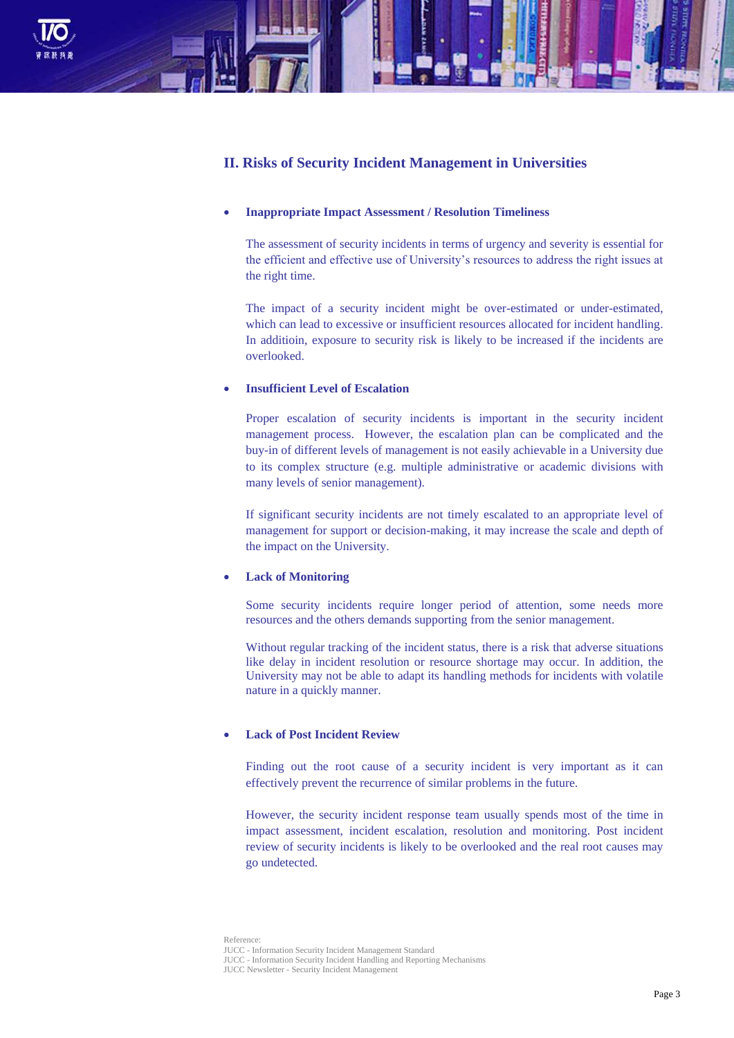## II. Risks of Security Incident Management in Universities

- **Inappropriate Impact Assessment / Resolution Timeliness**

  The assessment of security incidents in terms of urgency and severity is essential for the efficient and effective use of University's resources to address the right issues at the right time.

  The impact of a security incident might be over-estimated or under-estimated, which can lead to excessive or insufficient resources allocated for incident handling. In additioin, exposure to security risk is likely to be increased if the incidents are overlooked.

- **Insufficient Level of Escalation**

  Proper escalation of security incidents is important in the security incident management process. However, the escalation plan can be complicated and the buy-in of different levels of management is not easily achievable in a University due to its complex structure (e.g. multiple administrative or academic divisions with many levels of senior management).

  If significant security incidents are not timely escalated to an appropriate level of management for support or decision-making, it may increase the scale and depth of the impact on the University.

- **Lack of Monitoring**

  Some security incidents require longer period of attention, some needs more resources and the others demands supporting from the senior management.

  Without regular tracking of the incident status, there is a risk that adverse situations like delay in incident resolution or resource shortage may occur. In addition, the University may not be able to adapt its handling methods for incidents with volatile nature in a quickly manner.

- **Lack of Post Incident Review**

  Finding out the root cause of a security incident is very important as it can effectively prevent the recurrence of similar problems in the future.

  However, the security incident response team usually spends most of the time in impact assessment, incident escalation, resolution and monitoring. Post incident review of security incidents is likely to be overlooked and the real root causes may go undetected.

Reference:
JUCC - Information Security Incident Management Standard
JUCC - Information Security Incident Handling and Reporting Mechanisms
JUCC Newsletter - Security Incident Management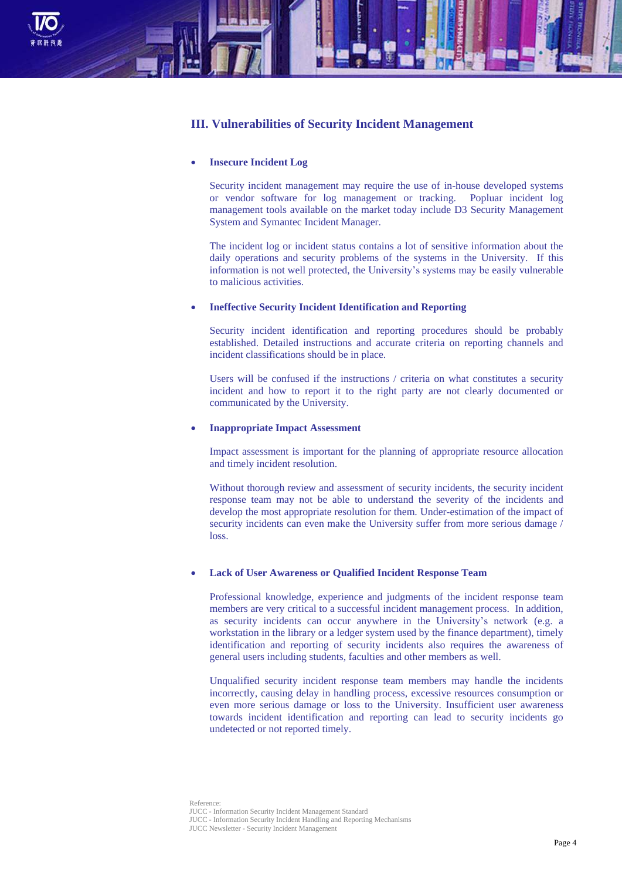## III. Vulnerabilities of Security Incident Management

- **Insecure Incident Log**

  Security incident management may require the use of in-house developed systems or vendor software for log management or tracking. Popluar incident log management tools available on the market today include D3 Security Management System and Symantec Incident Manager.

  The incident log or incident status contains a lot of sensitive information about the daily operations and security problems of the systems in the University. If this information is not well protected, the University's systems may be easily vulnerable to malicious activities.

- **Ineffective Security Incident Identification and Reporting**

  Security incident identification and reporting procedures should be probably established. Detailed instructions and accurate criteria on reporting channels and incident classifications should be in place.

  Users will be confused if the instructions / criteria on what constitutes a security incident and how to report it to the right party are not clearly documented or communicated by the University.

- **Inappropriate Impact Assessment**

  Impact assessment is important for the planning of appropriate resource allocation and timely incident resolution.

  Without thorough review and assessment of security incidents, the security incident response team may not be able to understand the severity of the incidents and develop the most appropriate resolution for them. Under-estimation of the impact of security incidents can even make the University suffer from more serious damage / loss.

- **Lack of User Awareness or Qualified Incident Response Team**

  Professional knowledge, experience and judgments of the incident response team members are very critical to a successful incident management process. In addition, as security incidents can occur anywhere in the University's network (e.g. a workstation in the library or a ledger system used by the finance department), timely identification and reporting of security incidents also requires the awareness of general users including students, faculties and other members as well.

  Unqualified security incident response team members may handle the incidents incorrectly, causing delay in handling process, excessive resources consumption or even more serious damage or loss to the University. Insufficient user awareness towards incident identification and reporting can lead to security incidents go undetected or not reported timely.

Reference:
JUCC - Information Security Incident Management Standard
JUCC - Information Security Incident Handling and Reporting Mechanisms
JUCC Newsletter - Security Incident Management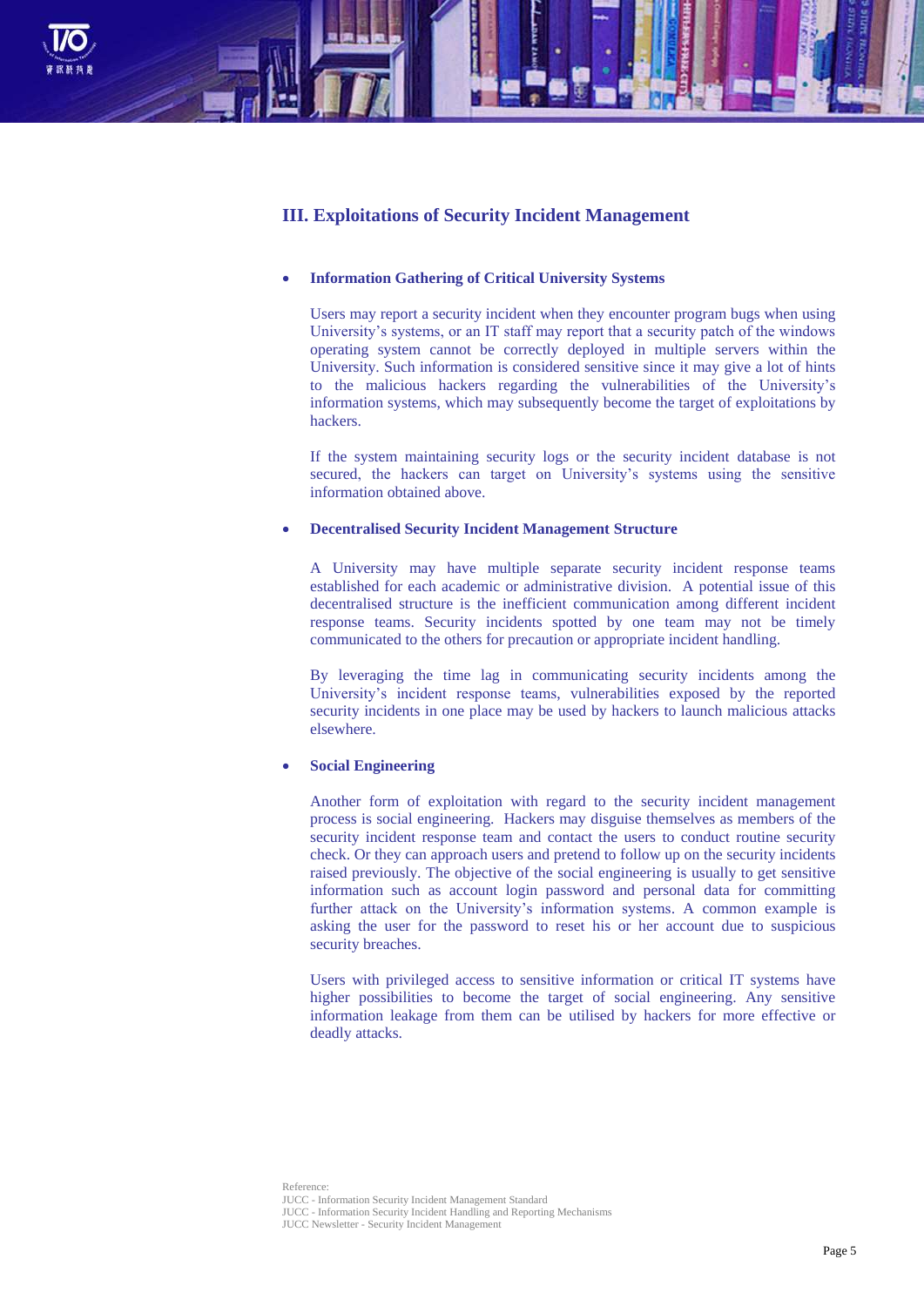## III. Exploitations of Security Incident Management

- **Information Gathering of Critical University Systems**

  Users may report a security incident when they encounter program bugs when using University's systems, or an IT staff may report that a security patch of the windows operating system cannot be correctly deployed in multiple servers within the University. Such information is considered sensitive since it may give a lot of hints to the malicious hackers regarding the vulnerabilities of the University's information systems, which may subsequently become the target of exploitations by hackers.

  If the system maintaining security logs or the security incident database is not secured, the hackers can target on University's systems using the sensitive information obtained above.

- **Decentralised Security Incident Management Structure**

  A University may have multiple separate security incident response teams established for each academic or administrative division. A potential issue of this decentralised structure is the inefficient communication among different incident response teams. Security incidents spotted by one team may not be timely communicated to the others for precaution or appropriate incident handling.

  By leveraging the time lag in communicating security incidents among the University's incident response teams, vulnerabilities exposed by the reported security incidents in one place may be used by hackers to launch malicious attacks elsewhere.

- **Social Engineering**

  Another form of exploitation with regard to the security incident management process is social engineering. Hackers may disguise themselves as members of the security incident response team and contact the users to conduct routine security check. Or they can approach users and pretend to follow up on the security incidents raised previously. The objective of the social engineering is usually to get sensitive information such as account login password and personal data for committing further attack on the University's information systems. A common example is asking the user for the password to reset his or her account due to suspicious security breaches.

  Users with privileged access to sensitive information or critical IT systems have higher possibilities to become the target of social engineering. Any sensitive information leakage from them can be utilised by hackers for more effective or deadly attacks.

Reference:
JUCC - Information Security Incident Management Standard
JUCC - Information Security Incident Handling and Reporting Mechanisms
JUCC Newsletter - Security Incident Management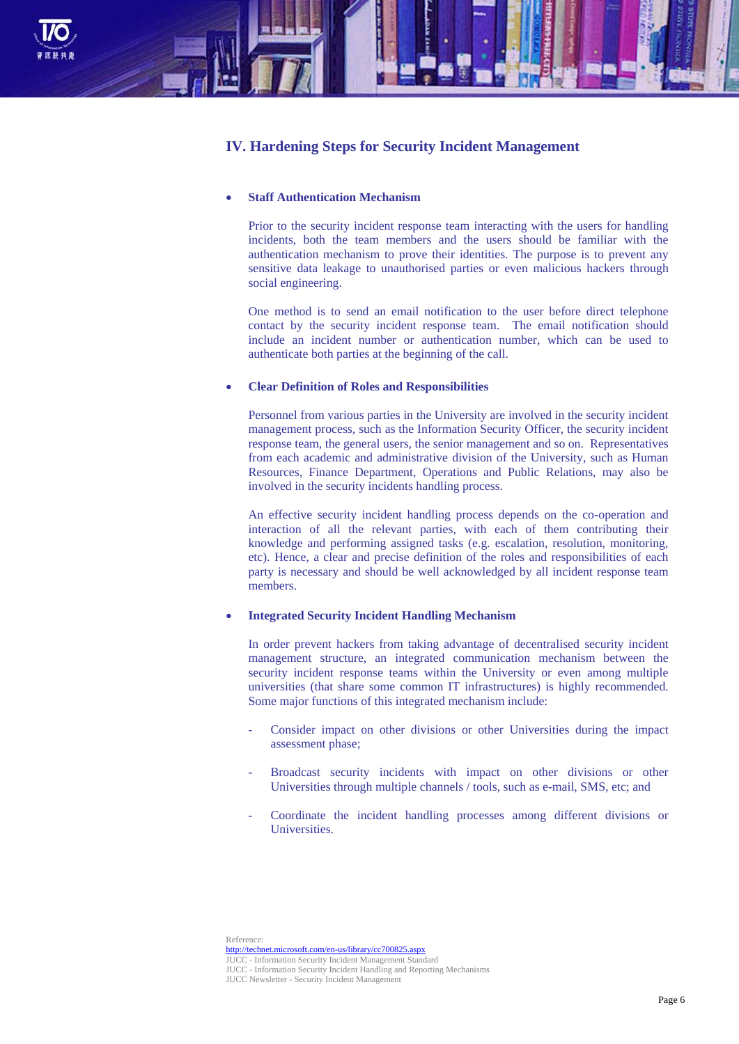## IV. Hardening Steps for Security Incident Management

- **Staff Authentication Mechanism**

  Prior to the security incident response team interacting with the users for handling incidents, both the team members and the users should be familiar with the authentication mechanism to prove their identities. The purpose is to prevent any sensitive data leakage to unauthorised parties or even malicious hackers through social engineering.

  One method is to send an email notification to the user before direct telephone contact by the security incident response team. The email notification should include an incident number or authentication number, which can be used to authenticate both parties at the beginning of the call.

- **Clear Definition of Roles and Responsibilities**

  Personnel from various parties in the University are involved in the security incident management process, such as the Information Security Officer, the security incident response team, the general users, the senior management and so on. Representatives from each academic and administrative division of the University, such as Human Resources, Finance Department, Operations and Public Relations, may also be involved in the security incidents handling process.

  An effective security incident handling process depends on the co-operation and interaction of all the relevant parties, with each of them contributing their knowledge and performing assigned tasks (e.g. escalation, resolution, monitoring, etc). Hence, a clear and precise definition of the roles and responsibilities of each party is necessary and should be well acknowledged by all incident response team members.

- **Integrated Security Incident Handling Mechanism**

  In order prevent hackers from taking advantage of decentralised security incident management structure, an integrated communication mechanism between the security incident response teams within the University or even among multiple universities (that share some common IT infrastructures) is highly recommended. Some major functions of this integrated mechanism include:

  - Consider impact on other divisions or other Universities during the impact assessment phase;
  - Broadcast security incidents with impact on other divisions or other Universities through multiple channels / tools, such as e-mail, SMS, etc; and
  - Coordinate the incident handling processes among different divisions or Universities.

Reference:
http://technet.microsoft.com/en-us/library/cc700825.aspx
JUCC - Information Security Incident Management Standard
JUCC - Information Security Incident Handling and Reporting Mechanisms
JUCC Newsletter - Security Incident Management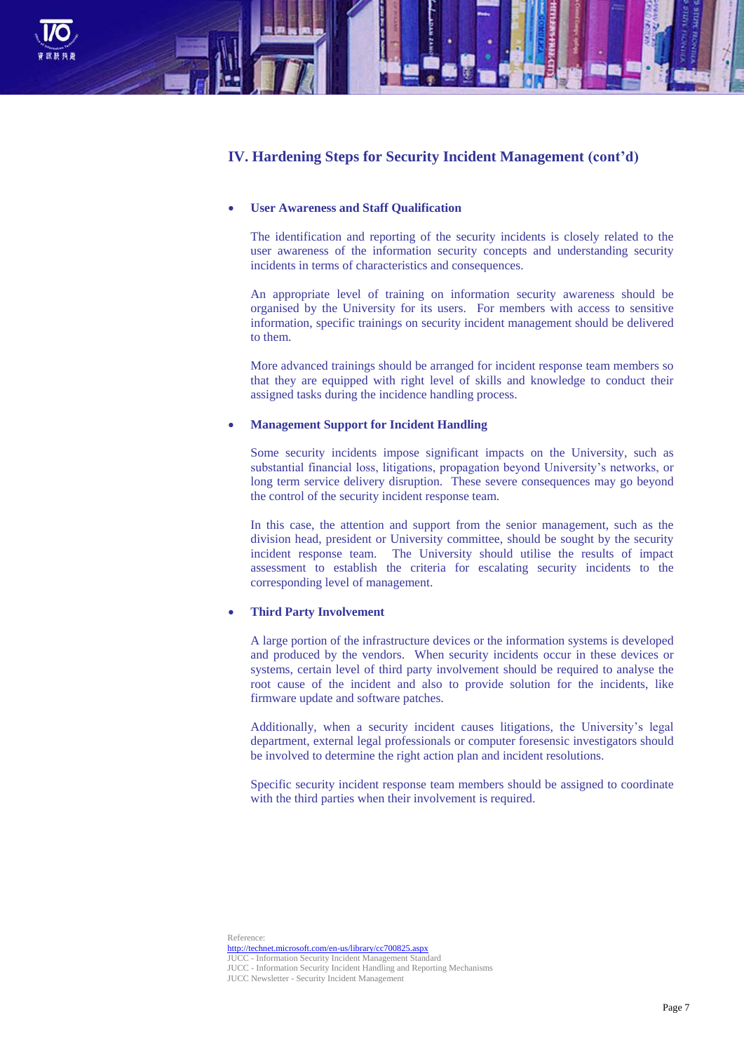## IV. Hardening Steps for Security Incident Management (cont'd)

- **User Awareness and Staff Qualification**

  The identification and reporting of the security incidents is closely related to the user awareness of the information security concepts and understanding security incidents in terms of characteristics and consequences.

  An appropriate level of training on information security awareness should be organised by the University for its users. For members with access to sensitive information, specific trainings on security incident management should be delivered to them.

  More advanced trainings should be arranged for incident response team members so that they are equipped with right level of skills and knowledge to conduct their assigned tasks during the incidence handling process.

- **Management Support for Incident Handling**

  Some security incidents impose significant impacts on the University, such as substantial financial loss, litigations, propagation beyond University's networks, or long term service delivery disruption. These severe consequences may go beyond the control of the security incident response team.

  In this case, the attention and support from the senior management, such as the division head, president or University committee, should be sought by the security incident response team. The University should utilise the results of impact assessment to establish the criteria for escalating security incidents to the corresponding level of management.

- **Third Party Involvement**

  A large portion of the infrastructure devices or the information systems is developed and produced by the vendors. When security incidents occur in these devices or systems, certain level of third party involvement should be required to analyse the root cause of the incident and also to provide solution for the incidents, like firmware update and software patches.

  Additionally, when a security incident causes litigations, the University's legal department, external legal professionals or computer foresensic investigators should be involved to determine the right action plan and incident resolutions.

  Specific security incident response team members should be assigned to coordinate with the third parties when their involvement is required.

Reference:
http://technet.microsoft.com/en-us/library/cc700825.aspx
JUCC - Information Security Incident Management Standard
JUCC - Information Security Incident Handling and Reporting Mechanisms
JUCC Newsletter - Security Incident Management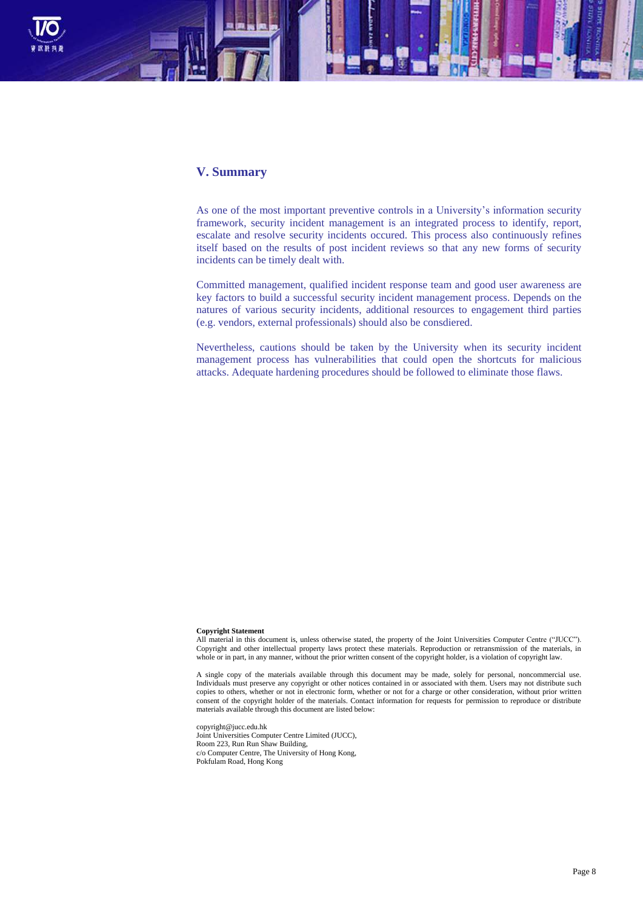## V. Summary

As one of the most important preventive controls in a University's information security framework, security incident management is an integrated process to identify, report, escalate and resolve security incidents occured. This process also continuously refines itself based on the results of post incident reviews so that any new forms of security incidents can be timely dealt with.

Committed management, qualified incident response team and good user awareness are key factors to build a successful security incident management process. Depends on the natures of various security incidents, additional resources to engagement third parties (e.g. vendors, external professionals) should also be consdiered.

Nevertheless, cautions should be taken by the University when its security incident management process has vulnerabilities that could open the shortcuts for malicious attacks. Adequate hardening procedures should be followed to eliminate those flaws.

**Copyright Statement**

All material in this document is, unless otherwise stated, the property of the Joint Universities Computer Centre ("JUCC"). Copyright and other intellectual property laws protect these materials. Reproduction or retransmission of the materials, in whole or in part, in any manner, without the prior written consent of the copyright holder, is a violation of copyright law.

A single copy of the materials available through this document may be made, solely for personal, noncommercial use. Individuals must preserve any copyright or other notices contained in or associated with them. Users may not distribute such copies to others, whether or not in electronic form, whether or not for a charge or other consideration, without prior written consent of the copyright holder of the materials. Contact information for requests for permission to reproduce or distribute materials available through this document are listed below:

copyright@jucc.edu.hk
Joint Universities Computer Centre Limited (JUCC),
Room 223, Run Run Shaw Building,
c/o Computer Centre, The University of Hong Kong,
Pokfulam Road, Hong Kong